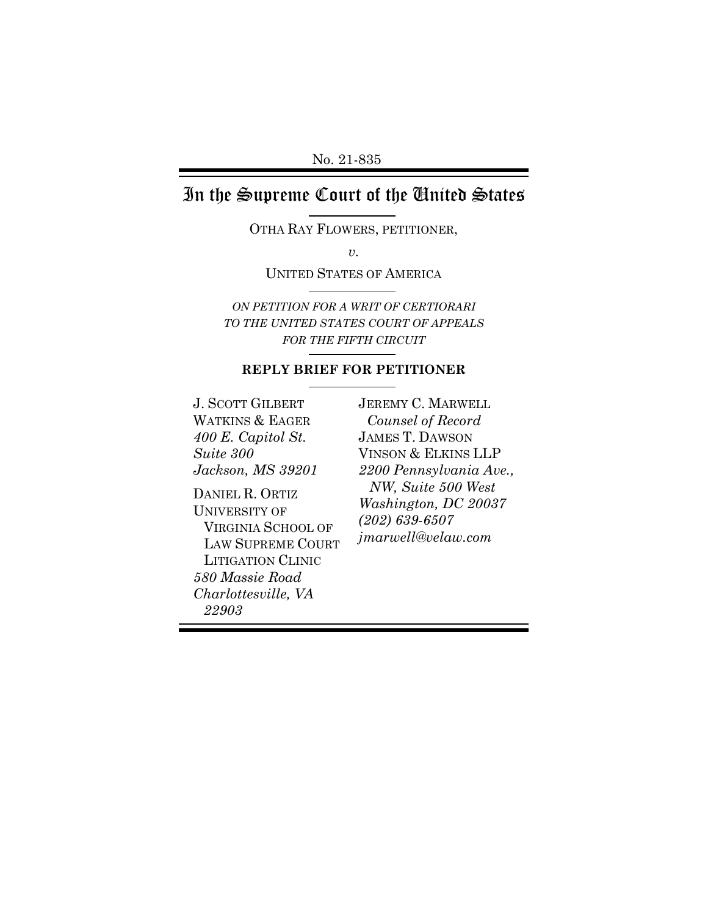No. 21-835

# In the Supreme Court of the United States

OTHA RAY FLOWERS, PETITIONER,

*v.*

UNITED STATES OF AMERICA

*ON PETITION FOR A WRIT OF CERTIORARI TO THE UNITED STATES COURT OF APPEALS FOR THE FIFTH CIRCUIT*

**REPLY BRIEF FOR PETITIONER**

J. SCOTT GILBERT
WATKINS & EAGER
*400 E. Capitol St.*
*Suite 300*
*Jackson, MS 39201*

DANIEL R. ORTIZ
UNIVERSITY OF VIRGINIA SCHOOL OF LAW SUPREME COURT LITIGATION CLINIC
*580 Massie Road*
*Charlottesville, VA 22903*

JEREMY C. MARWELL
*Counsel of Record*
JAMES T. DAWSON
VINSON & ELKINS LLP
*2200 Pennsylvania Ave., NW, Suite 500 West*
*Washington, DC 20037*
*(202) 639-6507*
*jmarwell@velaw.com*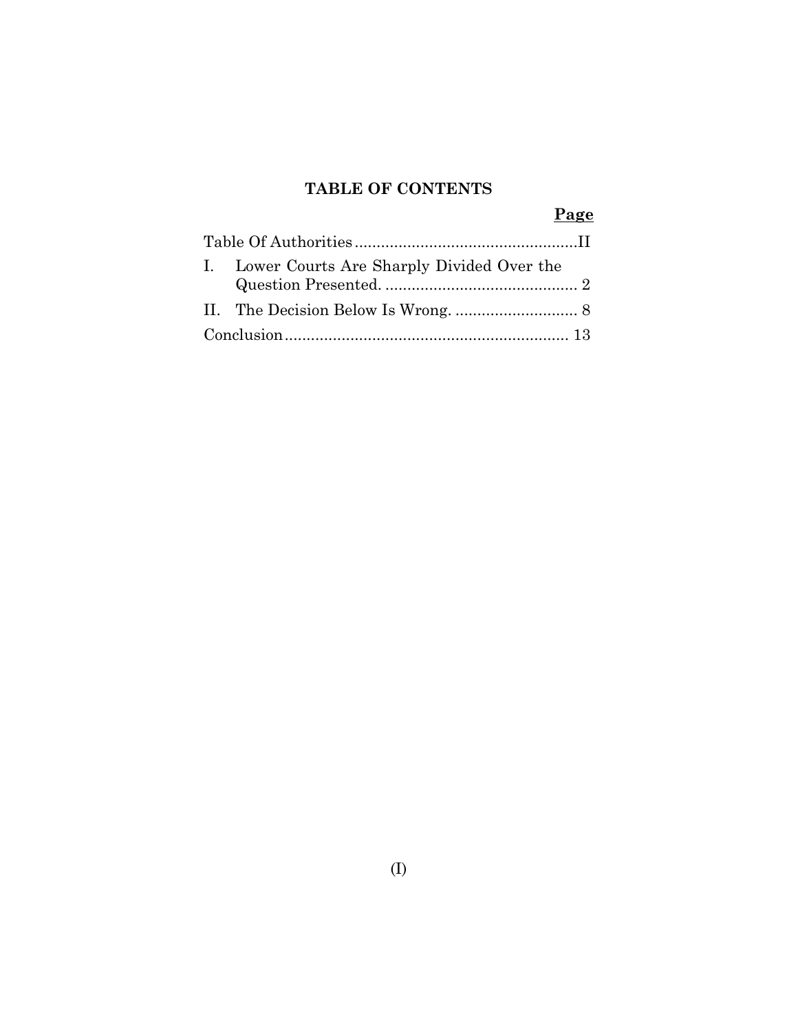**TABLE OF CONTENTS**

| | Page |
|---|---|
| Table Of Authorities | II |
| I. Lower Courts Are Sharply Divided Over the Question Presented. | 2 |
| II. The Decision Below Is Wrong. | 8 |
| Conclusion | 13 |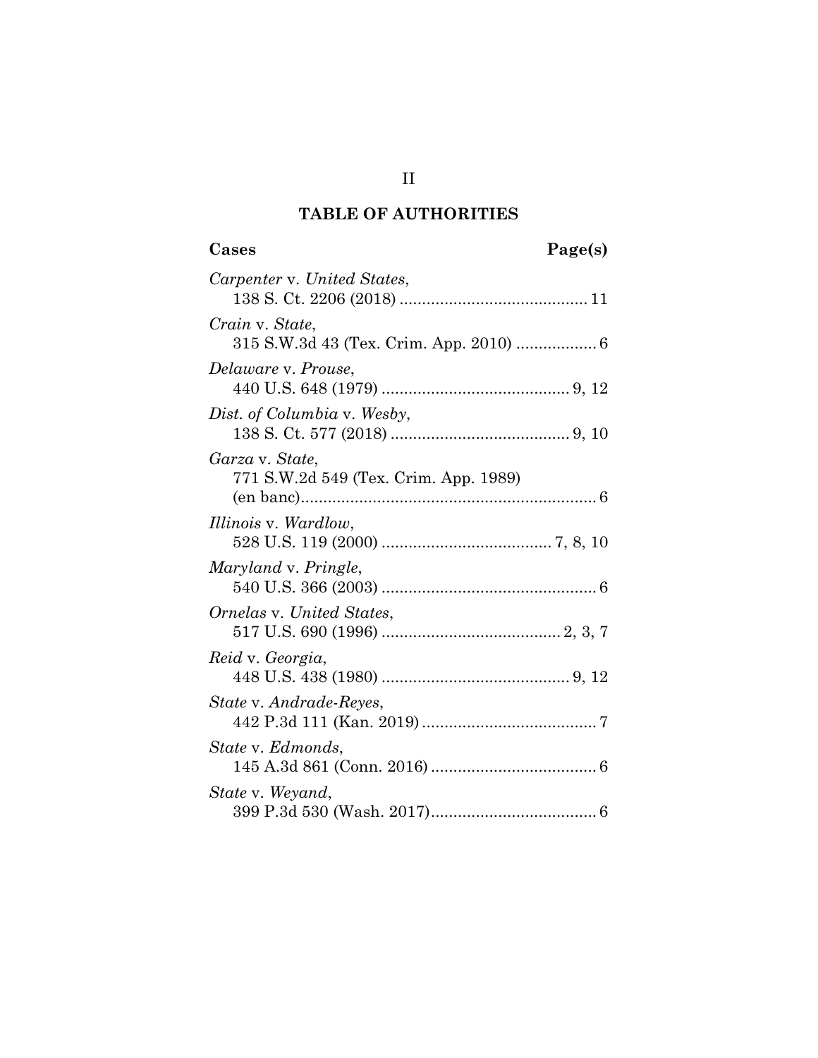## TABLE OF AUTHORITIES

**Cases** **Page(s)**

*Carpenter* v. *United States*,
138 S. Ct. 2206 (2018) .......................................... 11

*Crain* v. *State*,
315 S.W.3d 43 (Tex. Crim. App. 2010) .................. 6

*Delaware* v. *Prouse*,
440 U.S. 648 (1979) .......................................... 9, 12

*Dist. of Columbia* v. *Wesby*,
138 S. Ct. 577 (2018) ........................................ 9, 10

*Garza* v. *State*,
771 S.W.2d 549 (Tex. Crim. App. 1989)
(en banc)................................................................... 6

*Illinois* v. *Wardlow*,
528 U.S. 119 (2000) ...................................... 7, 8, 10

*Maryland* v. *Pringle*,
540 U.S. 366 (2003) ................................................ 6

*Ornelas* v. *United States*,
517 U.S. 690 (1996) ........................................ 2, 3, 7

*Reid* v. *Georgia*,
448 U.S. 438 (1980) .......................................... 9, 12

*State* v. *Andrade-Reyes*,
442 P.3d 111 (Kan. 2019) ....................................... 7

*State* v. *Edmonds*,
145 A.3d 861 (Conn. 2016) ..................................... 6

*State* v. *Weyand*,
399 P.3d 530 (Wash. 2017)..................................... 6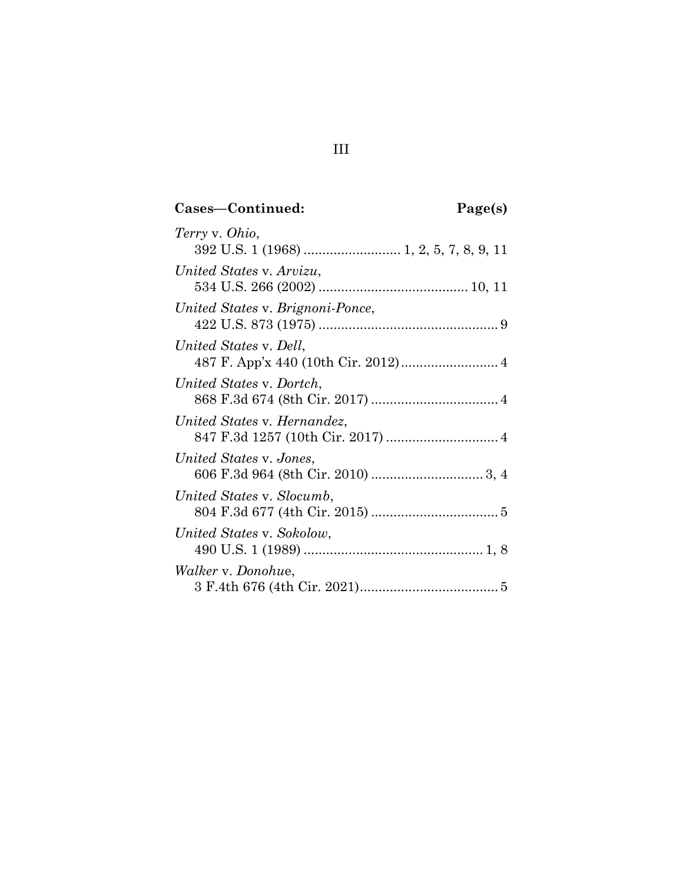**Cases—Continued: Page(s)**

*Terry* v. *Ohio*,
392 U.S. 1 (1968) .......................... 1, 2, 5, 7, 8, 9, 11

*United States* v. *Arvizu*,
534 U.S. 266 (2002) ........................................ 10, 11

*United States* v. *Brignoni-Ponce*,
422 U.S. 873 (1975) ................................................ 9

*United States* v. *Dell*,
487 F. App'x 440 (10th Cir. 2012).......................... 4

*United States* v. *Dortch*,
868 F.3d 674 (8th Cir. 2017) .................................. 4

*United States* v. *Hernandez*,
847 F.3d 1257 (10th Cir. 2017) .............................. 4

*United States* v. *Jones*,
606 F.3d 964 (8th Cir. 2010) .............................. 3, 4

*United States* v. *Slocumb*,
804 F.3d 677 (4th Cir. 2015) .................................. 5

*United States* v. *Sokolow*,
490 U.S. 1 (1989) ................................................ 1, 8

*Walker* v. *Donohue*,
3 F.4th 676 (4th Cir. 2021)..................................... 5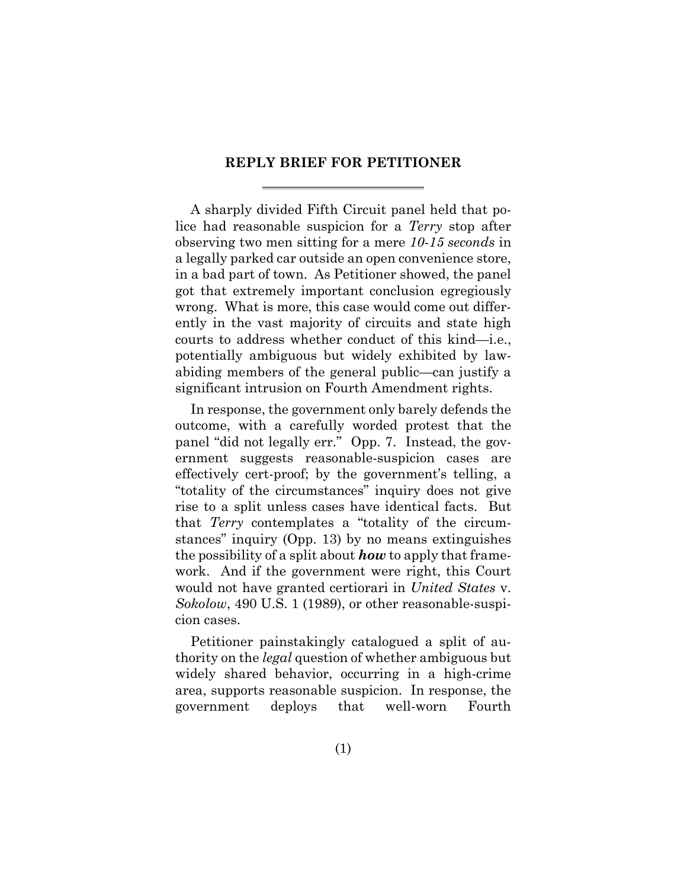## REPLY BRIEF FOR PETITIONER

A sharply divided Fifth Circuit panel held that police had reasonable suspicion for a *Terry* stop after observing two men sitting for a mere *10-15 seconds* in a legally parked car outside an open convenience store, in a bad part of town. As Petitioner showed, the panel got that extremely important conclusion egregiously wrong. What is more, this case would come out differently in the vast majority of circuits and state high courts to address whether conduct of this kind—i.e., potentially ambiguous but widely exhibited by law-abiding members of the general public—can justify a significant intrusion on Fourth Amendment rights.

In response, the government only barely defends the outcome, with a carefully worded protest that the panel "did not legally err." Opp. 7. Instead, the government suggests reasonable-suspicion cases are effectively cert-proof; by the government's telling, a "totality of the circumstances" inquiry does not give rise to a split unless cases have identical facts. But that *Terry* contemplates a "totality of the circumstances" inquiry (Opp. 13) by no means extinguishes the possibility of a split about ***how*** to apply that framework. And if the government were right, this Court would not have granted certiorari in *United States* v. *Sokolow*, 490 U.S. 1 (1989), or other reasonable-suspicion cases.

Petitioner painstakingly catalogued a split of authority on the *legal* question of whether ambiguous but widely shared behavior, occurring in a high-crime area, supports reasonable suspicion. In response, the government deploys that well-worn Fourth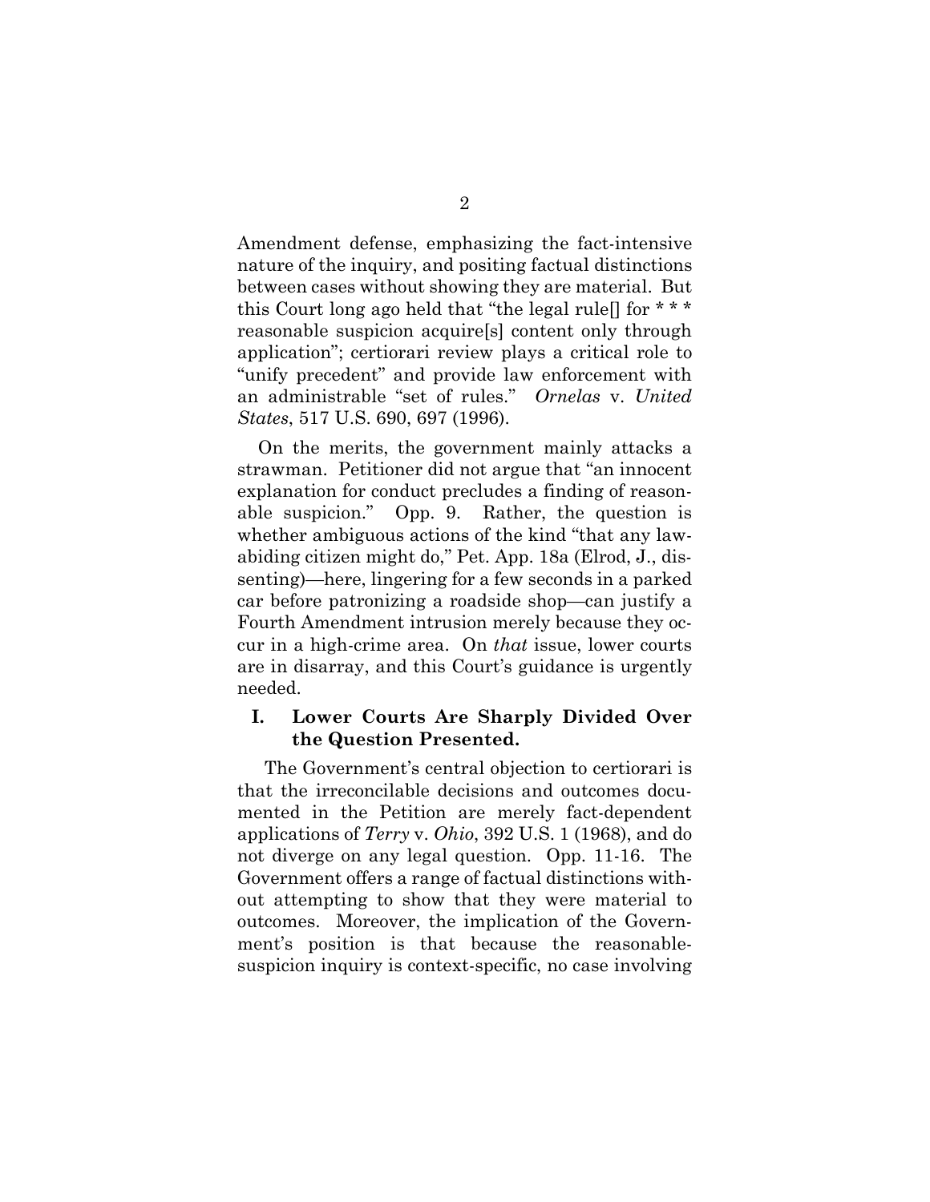Amendment defense, emphasizing the fact-intensive nature of the inquiry, and positing factual distinctions between cases without showing they are material. But this Court long ago held that "the legal rule[] for * * * reasonable suspicion acquire[s] content only through application"; certiorari review plays a critical role to "unify precedent" and provide law enforcement with an administrable "set of rules." *Ornelas* v. *United States*, 517 U.S. 690, 697 (1996).

On the merits, the government mainly attacks a strawman. Petitioner did not argue that "an innocent explanation for conduct precludes a finding of reasonable suspicion." Opp. 9. Rather, the question is whether ambiguous actions of the kind "that any law-abiding citizen might do," Pet. App. 18a (Elrod, J., dissenting)—here, lingering for a few seconds in a parked car before patronizing a roadside shop—can justify a Fourth Amendment intrusion merely because they occur in a high-crime area. On *that* issue, lower courts are in disarray, and this Court's guidance is urgently needed.

## I. Lower Courts Are Sharply Divided Over the Question Presented.

The Government's central objection to certiorari is that the irreconcilable decisions and outcomes documented in the Petition are merely fact-dependent applications of *Terry* v. *Ohio*, 392 U.S. 1 (1968), and do not diverge on any legal question. Opp. 11-16. The Government offers a range of factual distinctions without attempting to show that they were material to outcomes. Moreover, the implication of the Government's position is that because the reasonable-suspicion inquiry is context-specific, no case involving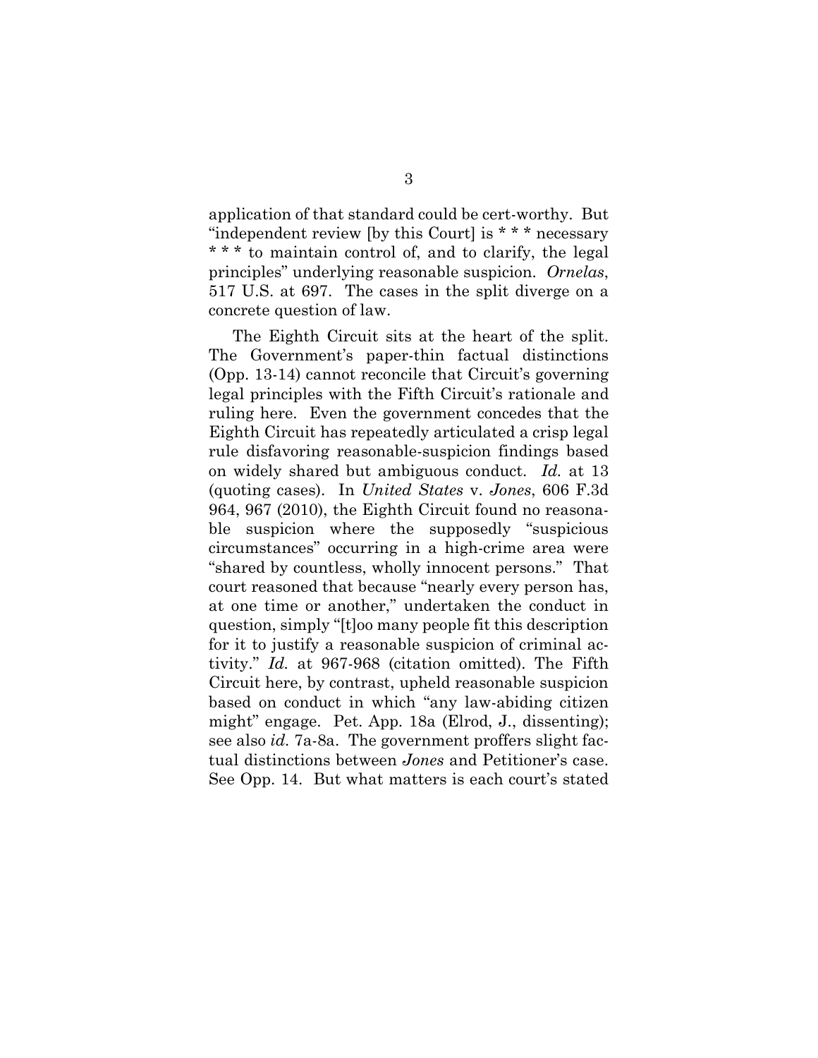application of that standard could be cert-worthy. But "independent review [by this Court] is * * * necessary * * * to maintain control of, and to clarify, the legal principles" underlying reasonable suspicion. *Ornelas*, 517 U.S. at 697. The cases in the split diverge on a concrete question of law.

The Eighth Circuit sits at the heart of the split. The Government's paper-thin factual distinctions (Opp. 13-14) cannot reconcile that Circuit's governing legal principles with the Fifth Circuit's rationale and ruling here. Even the government concedes that the Eighth Circuit has repeatedly articulated a crisp legal rule disfavoring reasonable-suspicion findings based on widely shared but ambiguous conduct. *Id.* at 13 (quoting cases). In *United States* v. *Jones*, 606 F.3d 964, 967 (2010), the Eighth Circuit found no reasonable suspicion where the supposedly "suspicious circumstances" occurring in a high-crime area were "shared by countless, wholly innocent persons." That court reasoned that because "nearly every person has, at one time or another," undertaken the conduct in question, simply "[t]oo many people fit this description for it to justify a reasonable suspicion of criminal activity." *Id.* at 967-968 (citation omitted). The Fifth Circuit here, by contrast, upheld reasonable suspicion based on conduct in which "any law-abiding citizen might" engage. Pet. App. 18a (Elrod, J., dissenting); see also *id.* 7a-8a. The government proffers slight factual distinctions between *Jones* and Petitioner's case. See Opp. 14. But what matters is each court's stated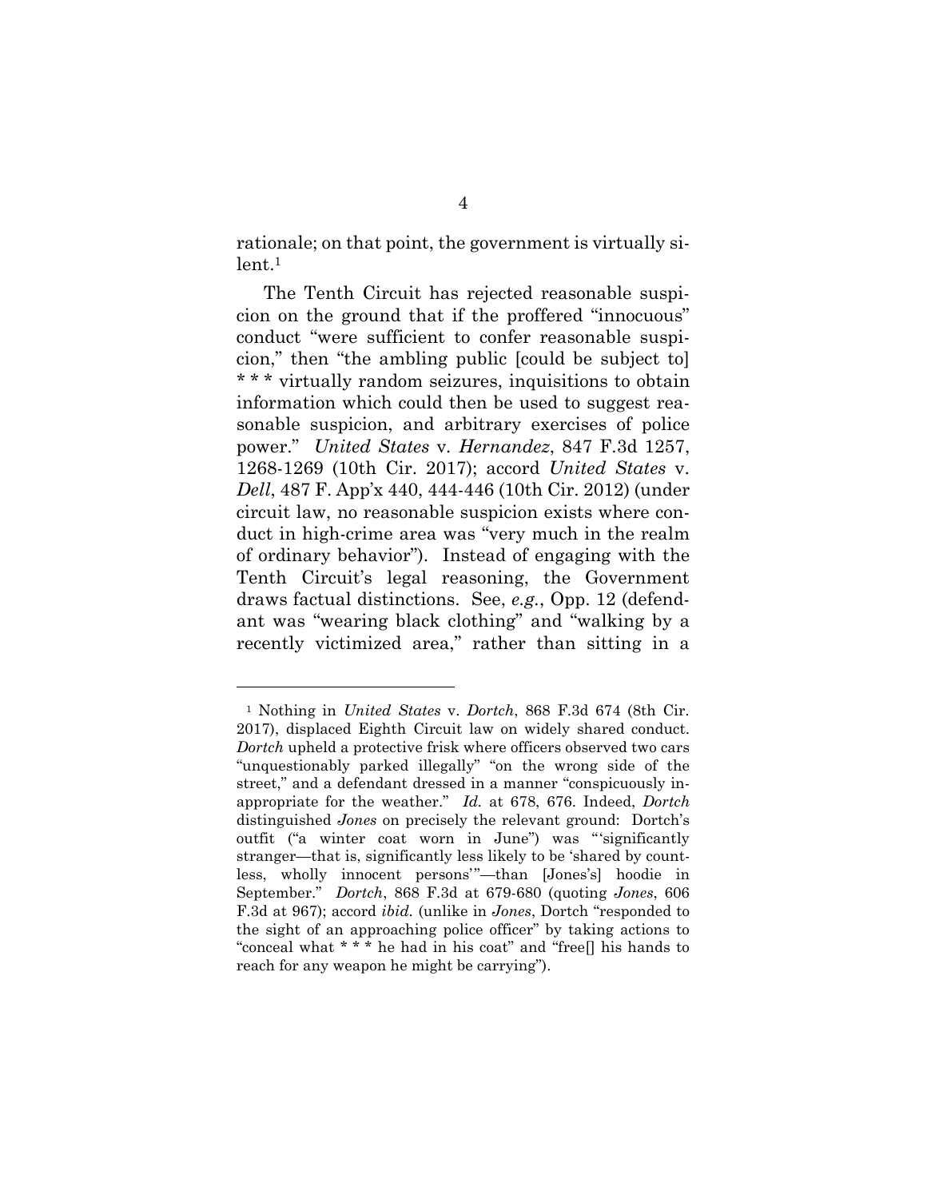rationale; on that point, the government is virtually silent.[1]

The Tenth Circuit has rejected reasonable suspicion on the ground that if the proffered "innocuous" conduct "were sufficient to confer reasonable suspicion," then "the ambling public [could be subject to] * * * virtually random seizures, inquisitions to obtain information which could then be used to suggest reasonable suspicion, and arbitrary exercises of police power." *United States* v. *Hernandez*, 847 F.3d 1257, 1268-1269 (10th Cir. 2017); accord *United States* v. *Dell*, 487 F. App'x 440, 444-446 (10th Cir. 2012) (under circuit law, no reasonable suspicion exists where conduct in high-crime area was "very much in the realm of ordinary behavior"). Instead of engaging with the Tenth Circuit's legal reasoning, the Government draws factual distinctions. See, *e.g.*, Opp. 12 (defendant was "wearing black clothing" and "walking by a recently victimized area," rather than sitting in a

---

[1] Nothing in *United States* v. *Dortch*, 868 F.3d 674 (8th Cir. 2017), displaced Eighth Circuit law on widely shared conduct. *Dortch* upheld a protective frisk where officers observed two cars "unquestionably parked illegally" "on the wrong side of the street," and a defendant dressed in a manner "conspicuously inappropriate for the weather." *Id.* at 678, 676. Indeed, *Dortch* distinguished *Jones* on precisely the relevant ground: Dortch's outfit ("a winter coat worn in June") was "'significantly stranger—that is, significantly less likely to be 'shared by countless, wholly innocent persons'"—than [Jones's] hoodie in September." *Dortch*, 868 F.3d at 679-680 (quoting *Jones*, 606 F.3d at 967); accord *ibid.* (unlike in *Jones*, Dortch "responded to the sight of an approaching police officer" by taking actions to "conceal what * * * he had in his coat" and "free[] his hands to reach for any weapon he might be carrying").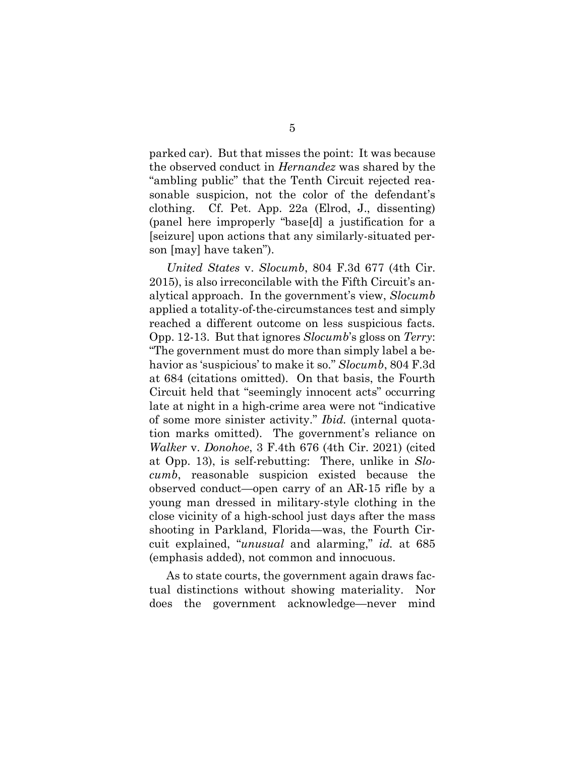parked car). But that misses the point: It was because the observed conduct in *Hernandez* was shared by the "ambling public" that the Tenth Circuit rejected reasonable suspicion, not the color of the defendant's clothing. Cf. Pet. App. 22a (Elrod, J., dissenting) (panel here improperly "base[d] a justification for a [seizure] upon actions that any similarly-situated person [may] have taken").

*United States* v. *Slocumb*, 804 F.3d 677 (4th Cir. 2015), is also irreconcilable with the Fifth Circuit's analytical approach. In the government's view, *Slocumb* applied a totality-of-the-circumstances test and simply reached a different outcome on less suspicious facts. Opp. 12-13. But that ignores *Slocumb*'s gloss on *Terry*: "The government must do more than simply label a behavior as 'suspicious' to make it so." *Slocumb*, 804 F.3d at 684 (citations omitted). On that basis, the Fourth Circuit held that "seemingly innocent acts" occurring late at night in a high-crime area were not "indicative of some more sinister activity." *Ibid.* (internal quotation marks omitted). The government's reliance on *Walker* v. *Donohoe*, 3 F.4th 676 (4th Cir. 2021) (cited at Opp. 13), is self-rebutting: There, unlike in *Slocumb*, reasonable suspicion existed because the observed conduct—open carry of an AR-15 rifle by a young man dressed in military-style clothing in the close vicinity of a high-school just days after the mass shooting in Parkland, Florida—was, the Fourth Circuit explained, "*unusual* and alarming," *id.* at 685 (emphasis added), not common and innocuous.

As to state courts, the government again draws factual distinctions without showing materiality. Nor does the government acknowledge—never mind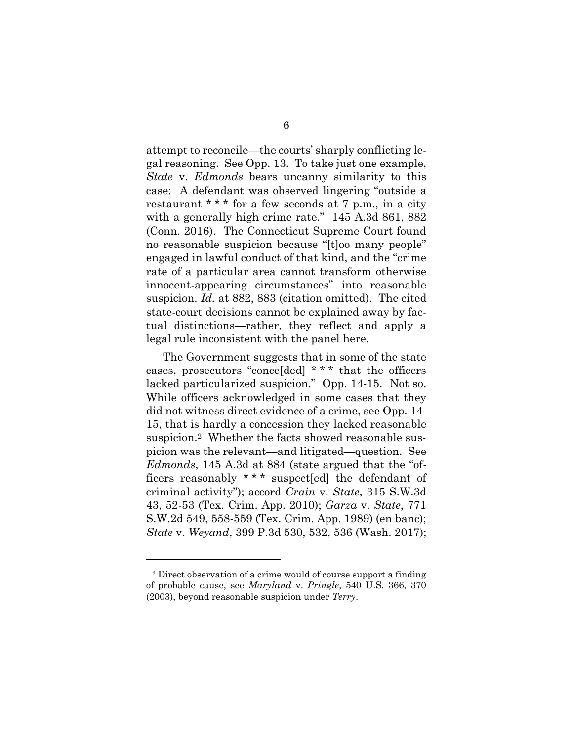attempt to reconcile—the courts' sharply conflicting legal reasoning. See Opp. 13. To take just one example, *State* v. *Edmonds* bears uncanny similarity to this case: A defendant was observed lingering "outside a restaurant * * * for a few seconds at 7 p.m., in a city with a generally high crime rate." 145 A.3d 861, 882 (Conn. 2016). The Connecticut Supreme Court found no reasonable suspicion because "[t]oo many people" engaged in lawful conduct of that kind, and the "crime rate of a particular area cannot transform otherwise innocent-appearing circumstances" into reasonable suspicion. *Id.* at 882, 883 (citation omitted). The cited state-court decisions cannot be explained away by factual distinctions—rather, they reflect and apply a legal rule inconsistent with the panel here.

The Government suggests that in some of the state cases, prosecutors "conce[ded] * * * that the officers lacked particularized suspicion." Opp. 14-15. Not so. While officers acknowledged in some cases that they did not witness direct evidence of a crime, see Opp. 14-15, that is hardly a concession they lacked reasonable suspicion.[2] Whether the facts showed reasonable suspicion was the relevant—and litigated—question. See *Edmonds*, 145 A.3d at 884 (state argued that the "officers reasonably * * * suspect[ed] the defendant of criminal activity"); accord *Crain* v. *State*, 315 S.W.3d 43, 52-53 (Tex. Crim. App. 2010); *Garza* v. *State*, 771 S.W.2d 549, 558-559 (Tex. Crim. App. 1989) (en banc); *State* v. *Weyand*, 399 P.3d 530, 532, 536 (Wash. 2017);

---

[2] Direct observation of a crime would of course support a finding of probable cause, see *Maryland* v. *Pringle*, 540 U.S. 366, 370 (2003), beyond reasonable suspicion under *Terry*.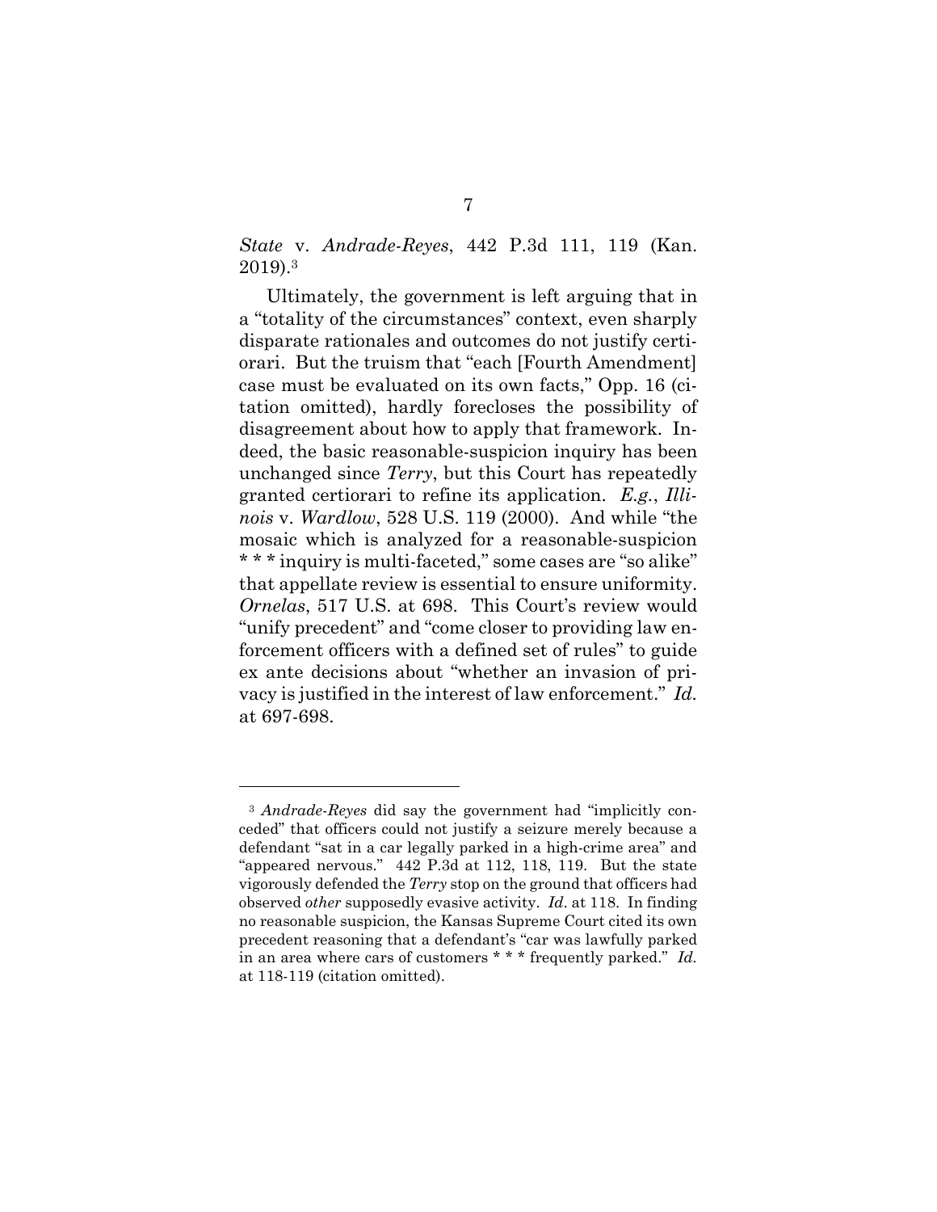*State* v. *Andrade-Reyes*, 442 P.3d 111, 119 (Kan. 2019).[3]

Ultimately, the government is left arguing that in a "totality of the circumstances" context, even sharply disparate rationales and outcomes do not justify certiorari. But the truism that "each [Fourth Amendment] case must be evaluated on its own facts," Opp. 16 (citation omitted), hardly forecloses the possibility of disagreement about how to apply that framework. Indeed, the basic reasonable-suspicion inquiry has been unchanged since *Terry*, but this Court has repeatedly granted certiorari to refine its application. *E.g.*, *Illinois* v. *Wardlow*, 528 U.S. 119 (2000). And while "the mosaic which is analyzed for a reasonable-suspicion * * * inquiry is multi-faceted," some cases are "so alike" that appellate review is essential to ensure uniformity. *Ornelas*, 517 U.S. at 698. This Court's review would "unify precedent" and "come closer to providing law enforcement officers with a defined set of rules" to guide ex ante decisions about "whether an invasion of privacy is justified in the interest of law enforcement." *Id.* at 697-698.

---

[3] *Andrade-Reyes* did say the government had "implicitly conceded" that officers could not justify a seizure merely because a defendant "sat in a car legally parked in a high-crime area" and "appeared nervous." 442 P.3d at 112, 118, 119. But the state vigorously defended the *Terry* stop on the ground that officers had observed *other* supposedly evasive activity. *Id*. at 118. In finding no reasonable suspicion, the Kansas Supreme Court cited its own precedent reasoning that a defendant's "car was lawfully parked in an area where cars of customers * * * frequently parked." *Id.* at 118-119 (citation omitted).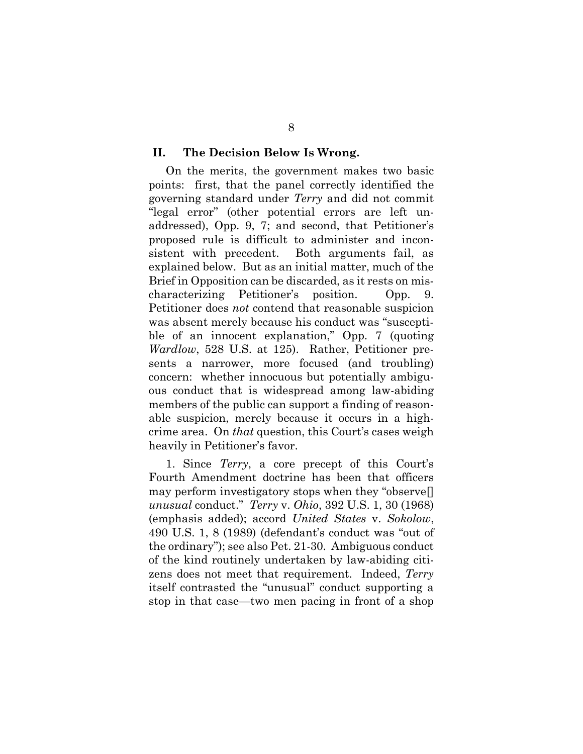## II. The Decision Below Is Wrong.

On the merits, the government makes two basic points: first, that the panel correctly identified the governing standard under *Terry* and did not commit "legal error" (other potential errors are left unaddressed), Opp. 9, 7; and second, that Petitioner's proposed rule is difficult to administer and inconsistent with precedent. Both arguments fail, as explained below. But as an initial matter, much of the Brief in Opposition can be discarded, as it rests on mischaracterizing Petitioner's position. Opp. 9. Petitioner does *not* contend that reasonable suspicion was absent merely because his conduct was "susceptible of an innocent explanation," Opp. 7 (quoting *Wardlow*, 528 U.S. at 125). Rather, Petitioner presents a narrower, more focused (and troubling) concern: whether innocuous but potentially ambiguous conduct that is widespread among law-abiding members of the public can support a finding of reasonable suspicion, merely because it occurs in a high-crime area. On *that* question, this Court's cases weigh heavily in Petitioner's favor.

1. Since *Terry*, a core precept of this Court's Fourth Amendment doctrine has been that officers may perform investigatory stops when they "observe[] *unusual* conduct." *Terry* v. *Ohio*, 392 U.S. 1, 30 (1968) (emphasis added); accord *United States* v. *Sokolow*, 490 U.S. 1, 8 (1989) (defendant's conduct was "out of the ordinary"); see also Pet. 21-30. Ambiguous conduct of the kind routinely undertaken by law-abiding citizens does not meet that requirement. Indeed, *Terry* itself contrasted the "unusual" conduct supporting a stop in that case—two men pacing in front of a shop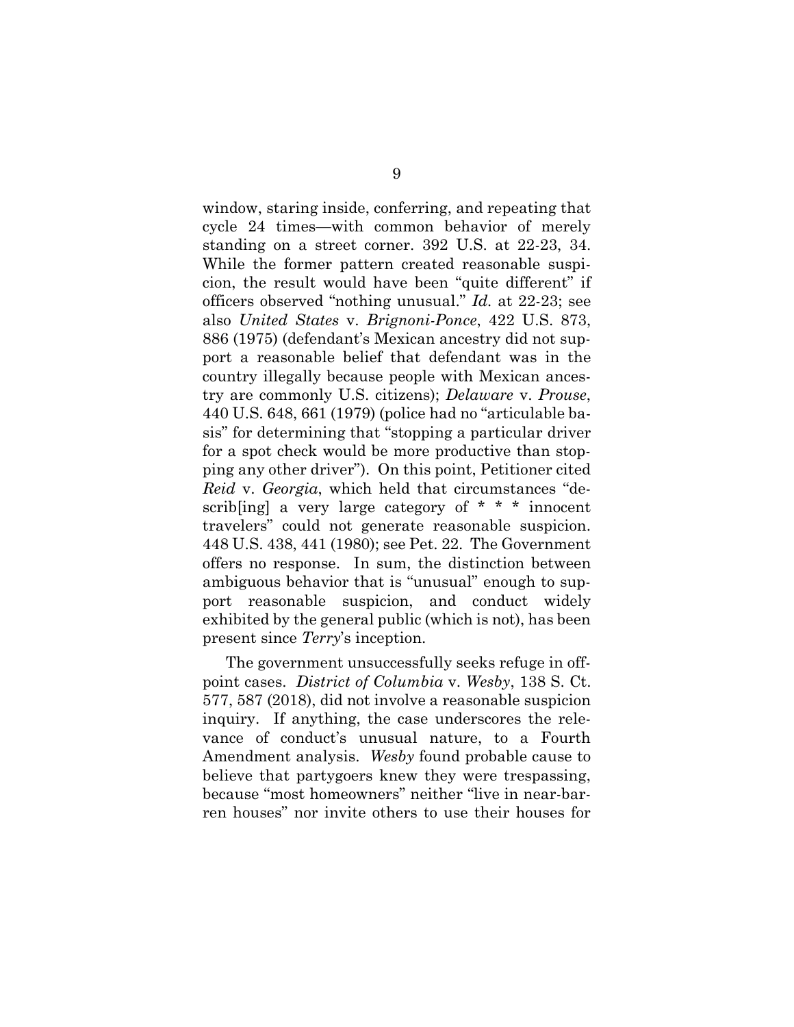window, staring inside, conferring, and repeating that cycle 24 times—with common behavior of merely standing on a street corner. 392 U.S. at 22-23, 34. While the former pattern created reasonable suspicion, the result would have been "quite different" if officers observed "nothing unusual." *Id.* at 22-23; see also *United States* v. *Brignoni-Ponce*, 422 U.S. 873, 886 (1975) (defendant's Mexican ancestry did not support a reasonable belief that defendant was in the country illegally because people with Mexican ancestry are commonly U.S. citizens); *Delaware* v. *Prouse*, 440 U.S. 648, 661 (1979) (police had no "articulable basis" for determining that "stopping a particular driver for a spot check would be more productive than stopping any other driver"). On this point, Petitioner cited *Reid* v. *Georgia*, which held that circumstances "describ[ing] a very large category of * * * innocent travelers" could not generate reasonable suspicion. 448 U.S. 438, 441 (1980); see Pet. 22. The Government offers no response. In sum, the distinction between ambiguous behavior that is "unusual" enough to support reasonable suspicion, and conduct widely exhibited by the general public (which is not), has been present since *Terry*'s inception.

The government unsuccessfully seeks refuge in off-point cases. *District of Columbia* v. *Wesby*, 138 S. Ct. 577, 587 (2018), did not involve a reasonable suspicion inquiry. If anything, the case underscores the relevance of conduct's unusual nature, to a Fourth Amendment analysis. *Wesby* found probable cause to believe that partygoers knew they were trespassing, because "most homeowners" neither "live in near-barren houses" nor invite others to use their houses for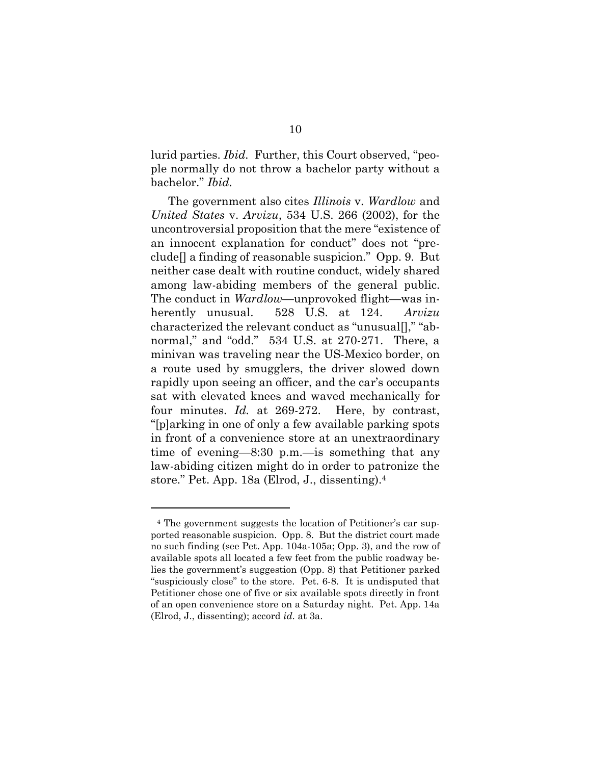lurid parties. *Ibid.* Further, this Court observed, "people normally do not throw a bachelor party without a bachelor." *Ibid.*

The government also cites *Illinois* v. *Wardlow* and *United States* v. *Arvizu*, 534 U.S. 266 (2002), for the uncontroversial proposition that the mere "existence of an innocent explanation for conduct" does not "preclude[] a finding of reasonable suspicion." Opp. 9. But neither case dealt with routine conduct, widely shared among law-abiding members of the general public. The conduct in *Wardlow*—unprovoked flight—was inherently unusual. 528 U.S. at 124. *Arvizu* characterized the relevant conduct as "unusual[]," "abnormal," and "odd." 534 U.S. at 270-271. There, a minivan was traveling near the US-Mexico border, on a route used by smugglers, the driver slowed down rapidly upon seeing an officer, and the car's occupants sat with elevated knees and waved mechanically for four minutes. *Id.* at 269-272. Here, by contrast, "[p]arking in one of only a few available parking spots in front of a convenience store at an unextraordinary time of evening—8:30 p.m.—is something that any law-abiding citizen might do in order to patronize the store." Pet. App. 18a (Elrod, J., dissenting).[4]

---

[4] The government suggests the location of Petitioner's car supported reasonable suspicion. Opp. 8. But the district court made no such finding (see Pet. App. 104a-105a; Opp. 3), and the row of available spots all located a few feet from the public roadway belies the government's suggestion (Opp. 8) that Petitioner parked "suspiciously close" to the store. Pet. 6-8. It is undisputed that Petitioner chose one of five or six available spots directly in front of an open convenience store on a Saturday night. Pet. App. 14a (Elrod, J., dissenting); accord *id.* at 3a.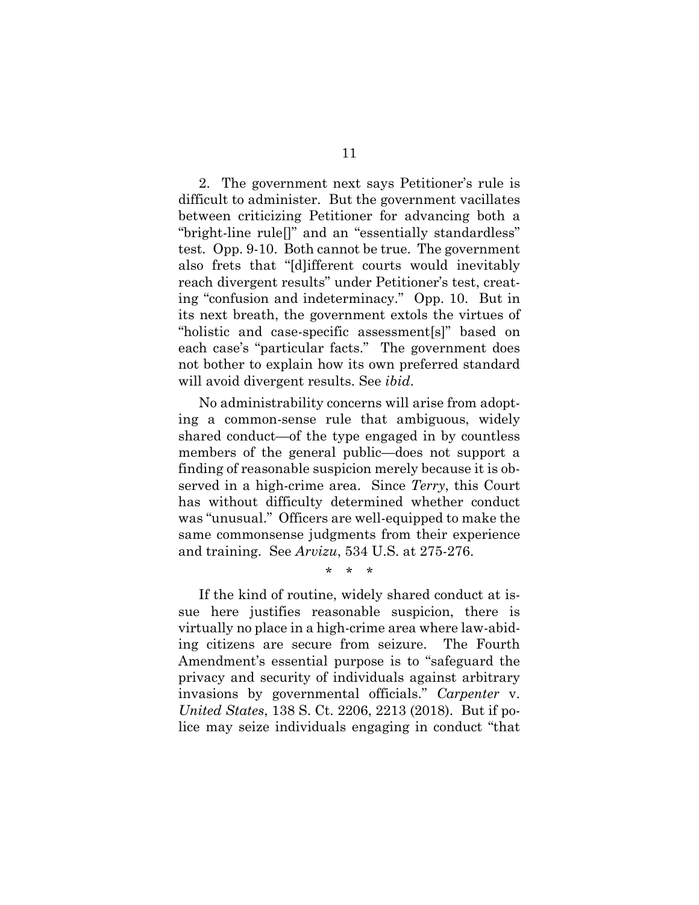2. The government next says Petitioner's rule is difficult to administer. But the government vacillates between criticizing Petitioner for advancing both a "bright-line rule[]" and an "essentially standardless" test. Opp. 9-10. Both cannot be true. The government also frets that "[d]ifferent courts would inevitably reach divergent results" under Petitioner's test, creating "confusion and indeterminacy." Opp. 10. But in its next breath, the government extols the virtues of "holistic and case-specific assessment[s]" based on each case's "particular facts." The government does not bother to explain how its own preferred standard will avoid divergent results. See *ibid*.

No administrability concerns will arise from adopting a common-sense rule that ambiguous, widely shared conduct—of the type engaged in by countless members of the general public—does not support a finding of reasonable suspicion merely because it is observed in a high-crime area. Since *Terry*, this Court has without difficulty determined whether conduct was "unusual." Officers are well-equipped to make the same commonsense judgments from their experience and training. See *Arvizu*, 534 U.S. at 275-276.

\* \* \*

If the kind of routine, widely shared conduct at issue here justifies reasonable suspicion, there is virtually no place in a high-crime area where law-abiding citizens are secure from seizure. The Fourth Amendment's essential purpose is to "safeguard the privacy and security of individuals against arbitrary invasions by governmental officials." *Carpenter* v. *United States*, 138 S. Ct. 2206, 2213 (2018). But if police may seize individuals engaging in conduct "that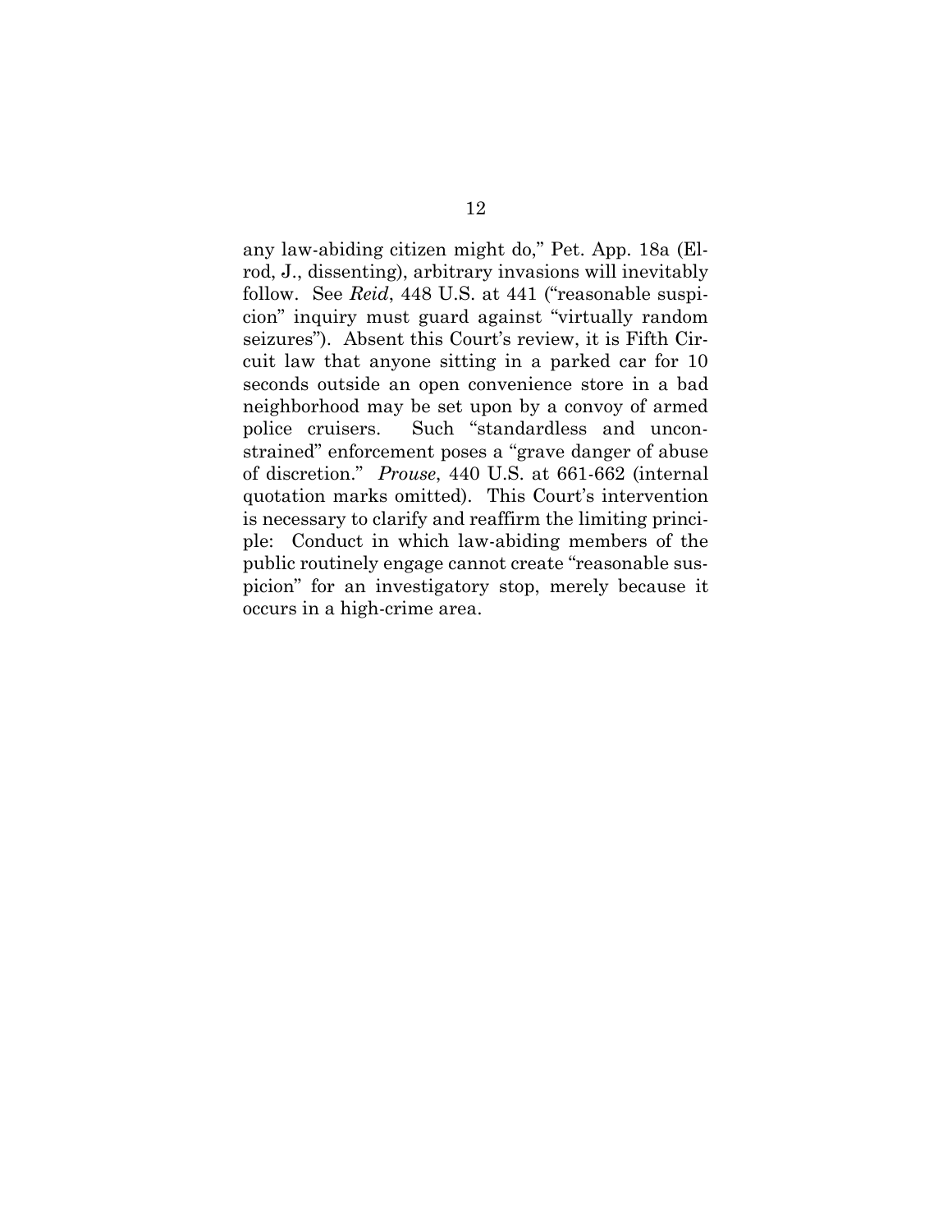any law-abiding citizen might do," Pet. App. 18a (Elrod, J., dissenting), arbitrary invasions will inevitably follow. See *Reid*, 448 U.S. at 441 ("reasonable suspicion" inquiry must guard against "virtually random seizures"). Absent this Court's review, it is Fifth Circuit law that anyone sitting in a parked car for 10 seconds outside an open convenience store in a bad neighborhood may be set upon by a convoy of armed police cruisers. Such "standardless and unconstrained" enforcement poses a "grave danger of abuse of discretion." *Prouse*, 440 U.S. at 661-662 (internal quotation marks omitted). This Court's intervention is necessary to clarify and reaffirm the limiting principle: Conduct in which law-abiding members of the public routinely engage cannot create "reasonable suspicion" for an investigatory stop, merely because it occurs in a high-crime area.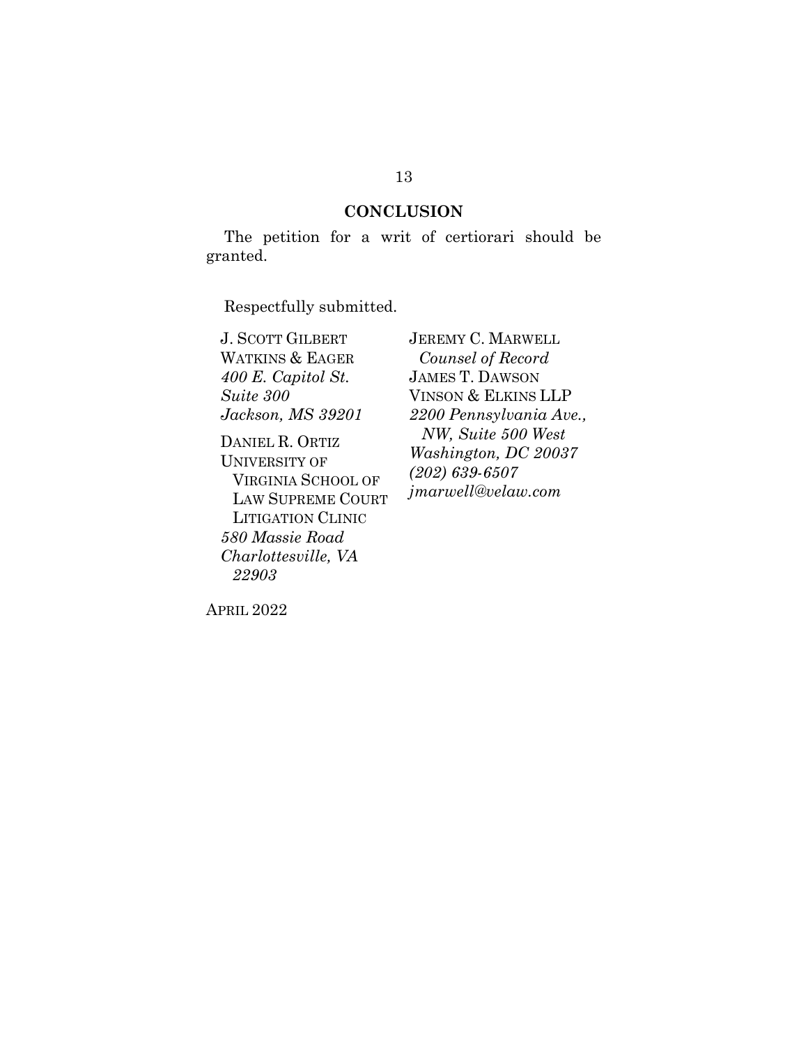## CONCLUSION

The petition for a writ of certiorari should be granted.

Respectfully submitted.

J. SCOTT GILBERT
WATKINS & EAGER
*400 E. Capitol St.*
*Suite 300*
*Jackson, MS 39201*

DANIEL R. ORTIZ
UNIVERSITY OF
VIRGINIA SCHOOL OF
LAW SUPREME COURT
LITIGATION CLINIC
*580 Massie Road*
*Charlottesville, VA*
*22903*

JEREMY C. MARWELL
*Counsel of Record*
JAMES T. DAWSON
VINSON & ELKINS LLP
*2200 Pennsylvania Ave.,*
*NW, Suite 500 West*
*Washington, DC 20037*
*(202) 639-6507*
*jmarwell@velaw.com*

APRIL 2022